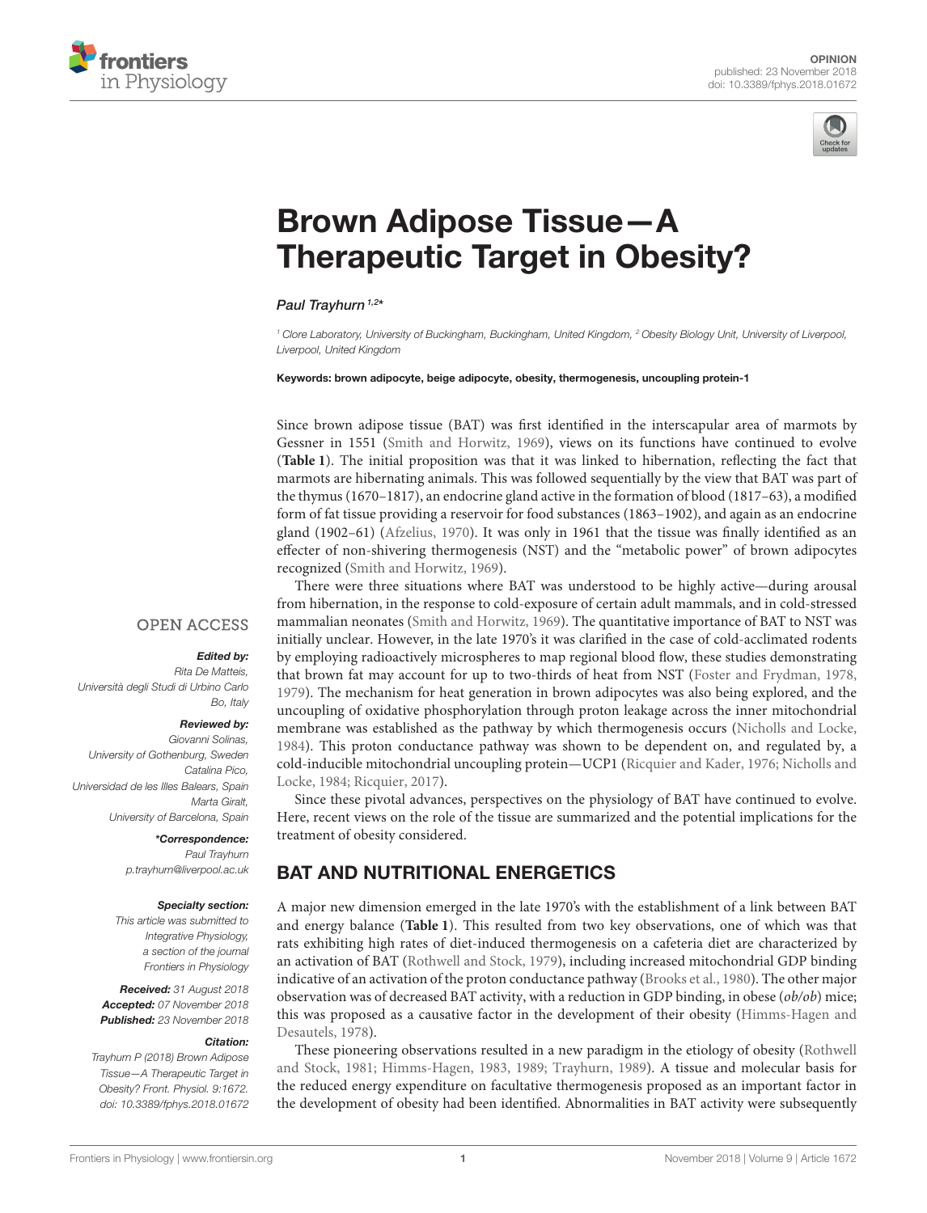OPINION
published: 23 November 2018
doi: 10.3389/fphys.2018.01672

# Brown Adipose Tissue—A Therapeutic Target in Obesity?

*Paul Trayhurn*[1,2]*

[1] Clore Laboratory, University of Buckingham, Buckingham, United Kingdom, [2] Obesity Biology Unit, University of Liverpool, Liverpool, United Kingdom

**Keywords: brown adipocyte, beige adipocyte, obesity, thermogenesis, uncoupling protein-1**

OPEN ACCESS

***Edited by:***
Rita De Matteis,
Università degli Studi di Urbino Carlo Bo, Italy

***Reviewed by:***
Giovanni Solinas,
University of Gothenburg, Sweden
Catalina Pico,
Universidad de les Illes Balears, Spain
Marta Giralt,
University of Barcelona, Spain

***\*Correspondence:***
Paul Trayhurn
p.trayhurn@liverpool.ac.uk

***Specialty section:***
This article was submitted to Integrative Physiology, a section of the journal Frontiers in Physiology

***Received:*** 31 August 2018
***Accepted:*** 07 November 2018
***Published:*** 23 November 2018

***Citation:***
Trayhurn P (2018) Brown Adipose Tissue—A Therapeutic Target in Obesity? Front. Physiol. 9:1672. doi: 10.3389/fphys.2018.01672

Since brown adipose tissue (BAT) was first identified in the interscapular area of marmots by Gessner in 1551 (Smith and Horwitz, 1969), views on its functions have continued to evolve (**Table 1**). The initial proposition was that it was linked to hibernation, reflecting the fact that marmots are hibernating animals. This was followed sequentially by the view that BAT was part of the thymus (1670–1817), an endocrine gland active in the formation of blood (1817–63), a modified form of fat tissue providing a reservoir for food substances (1863–1902), and again as an endocrine gland (1902–61) (Afzelius, 1970). It was only in 1961 that the tissue was finally identified as an effecter of non-shivering thermogenesis (NST) and the "metabolic power" of brown adipocytes recognized (Smith and Horwitz, 1969).

There were three situations where BAT was understood to be highly active—during arousal from hibernation, in the response to cold-exposure of certain adult mammals, and in cold-stressed mammalian neonates (Smith and Horwitz, 1969). The quantitative importance of BAT to NST was initially unclear. However, in the late 1970's it was clarified in the case of cold-acclimated rodents by employing radioactively microspheres to map regional blood flow, these studies demonstrating that brown fat may account for up to two-thirds of heat from NST (Foster and Frydman, 1978, 1979). The mechanism for heat generation in brown adipocytes was also being explored, and the uncoupling of oxidative phosphorylation through proton leakage across the inner mitochondrial membrane was established as the pathway by which thermogenesis occurs (Nicholls and Locke, 1984). This proton conductance pathway was shown to be dependent on, and regulated by, a cold-inducible mitochondrial uncoupling protein—UCP1 (Ricquier and Kader, 1976; Nicholls and Locke, 1984; Ricquier, 2017).

Since these pivotal advances, perspectives on the physiology of BAT have continued to evolve. Here, recent views on the role of the tissue are summarized and the potential implications for the treatment of obesity considered.

## BAT AND NUTRITIONAL ENERGETICS

A major new dimension emerged in the late 1970's with the establishment of a link between BAT and energy balance (**Table 1**). This resulted from two key observations, one of which was that rats exhibiting high rates of diet-induced thermogenesis on a cafeteria diet are characterized by an activation of BAT (Rothwell and Stock, 1979), including increased mitochondrial GDP binding indicative of an activation of the proton conductance pathway (Brooks et al., 1980). The other major observation was of decreased BAT activity, with a reduction in GDP binding, in obese (*ob/ob*) mice; this was proposed as a causative factor in the development of their obesity (Himms-Hagen and Desautels, 1978).

These pioneering observations resulted in a new paradigm in the etiology of obesity (Rothwell and Stock, 1981; Himms-Hagen, 1983, 1989; Trayhurn, 1989). A tissue and molecular basis for the reduced energy expenditure on facultative thermogenesis proposed as an important factor in the development of obesity had been identified. Abnormalities in BAT activity were subsequently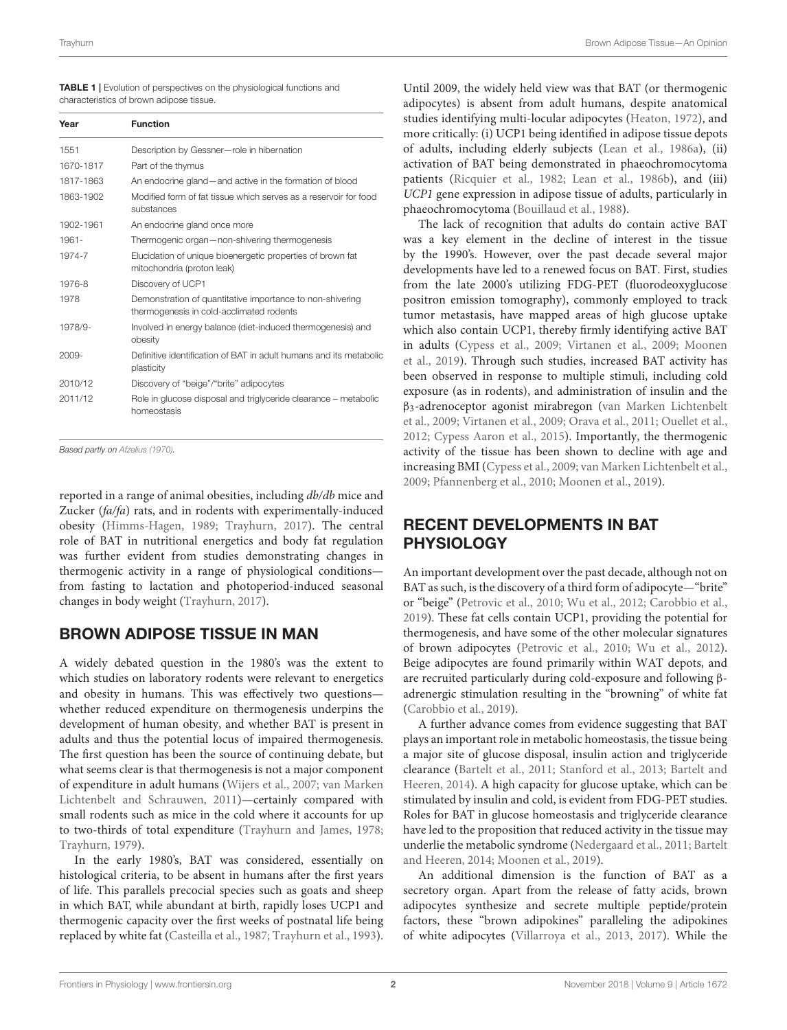**TABLE 1** | Evolution of perspectives on the physiological functions and characteristics of brown adipose tissue.

| Year | Function |
|---|---|
| 1551 | Description by Gessner—role in hibernation |
| 1670-1817 | Part of the thymus |
| 1817-1863 | An endocrine gland—and active in the formation of blood |
| 1863-1902 | Modified form of fat tissue which serves as a reservoir for food substances |
| 1902-1961 | An endocrine gland once more |
| 1961- | Thermogenic organ—non-shivering thermogenesis |
| 1974-7 | Elucidation of unique bioenergetic properties of brown fat mitochondria (proton leak) |
| 1976-8 | Discovery of UCP1 |
| 1978 | Demonstration of quantitative importance to non-shivering thermogenesis in cold-acclimated rodents |
| 1978/9- | Involved in energy balance (diet-induced thermogenesis) and obesity |
| 2009- | Definitive identification of BAT in adult humans and its metabolic plasticity |
| 2010/12 | Discovery of "beige"/"brite" adipocytes |
| 2011/12 | Role in glucose disposal and triglyceride clearance – metabolic homeostasis |

*Based partly on Afzelius (1970).*

reported in a range of animal obesities, including *db/db* mice and Zucker (*fa/fa*) rats, and in rodents with experimentally-induced obesity (Himms-Hagen, 1989; Trayhurn, 2017). The central role of BAT in nutritional energetics and body fat regulation was further evident from studies demonstrating changes in thermogenic activity in a range of physiological conditions—from fasting to lactation and photoperiod-induced seasonal changes in body weight (Trayhurn, 2017).

## BROWN ADIPOSE TISSUE IN MAN

A widely debated question in the 1980's was the extent to which studies on laboratory rodents were relevant to energetics and obesity in humans. This was effectively two questions—whether reduced expenditure on thermogenesis underpins the development of human obesity, and whether BAT is present in adults and thus the potential locus of impaired thermogenesis. The first question has been the source of continuing debate, but what seems clear is that thermogenesis is not a major component of expenditure in adult humans (Wijers et al., 2007; van Marken Lichtenbelt and Schrauwen, 2011)—certainly compared with small rodents such as mice in the cold where it accounts for up to two-thirds of total expenditure (Trayhurn and James, 1978; Trayhurn, 1979).

In the early 1980's, BAT was considered, essentially on histological criteria, to be absent in humans after the first years of life. This parallels precocial species such as goats and sheep in which BAT, while abundant at birth, rapidly loses UCP1 and thermogenic capacity over the first weeks of postnatal life being replaced by white fat (Casteilla et al., 1987; Trayhurn et al., 1993). Until 2009, the widely held view was that BAT (or thermogenic adipocytes) is absent from adult humans, despite anatomical studies identifying multi-locular adipocytes (Heaton, 1972), and more critically: (i) UCP1 being identified in adipose tissue depots of adults, including elderly subjects (Lean et al., 1986a), (ii) activation of BAT being demonstrated in phaeochromocytoma patients (Ricquier et al., 1982; Lean et al., 1986b), and (iii) *UCP1* gene expression in adipose tissue of adults, particularly in phaeochromocytoma (Bouillaud et al., 1988).

The lack of recognition that adults do contain active BAT was a key element in the decline of interest in the tissue by the 1990's. However, over the past decade several major developments have led to a renewed focus on BAT. First, studies from the late 2000's utilizing FDG-PET (fluorodeoxyglucose positron emission tomography), commonly employed to track tumor metastasis, have mapped areas of high glucose uptake which also contain UCP1, thereby firmly identifying active BAT in adults (Cypess et al., 2009; Virtanen et al., 2009; Moonen et al., 2019). Through such studies, increased BAT activity has been observed in response to multiple stimuli, including cold exposure (as in rodents), and administration of insulin and the $\beta_3$-adrenoceptor agonist mirabregon (van Marken Lichtenbelt et al., 2009; Virtanen et al., 2009; Orava et al., 2011; Ouellet et al., 2012; Cypess Aaron et al., 2015). Importantly, the thermogenic activity of the tissue has been shown to decline with age and increasing BMI (Cypess et al., 2009; van Marken Lichtenbelt et al., 2009; Pfannenberg et al., 2010; Moonen et al., 2019).

## RECENT DEVELOPMENTS IN BAT PHYSIOLOGY

An important development over the past decade, although not on BAT as such, is the discovery of a third form of adipocyte—"brite" or "beige" (Petrovic et al., 2010; Wu et al., 2012; Carobbio et al., 2019). These fat cells contain UCP1, providing the potential for thermogenesis, and have some of the other molecular signatures of brown adipocytes (Petrovic et al., 2010; Wu et al., 2012). Beige adipocytes are found primarily within WAT depots, and are recruited particularly during cold-exposure and following β-adrenergic stimulation resulting in the "browning" of white fat (Carobbio et al., 2019).

A further advance comes from evidence suggesting that BAT plays an important role in metabolic homeostasis, the tissue being a major site of glucose disposal, insulin action and triglyceride clearance (Bartelt et al., 2011; Stanford et al., 2013; Bartelt and Heeren, 2014). A high capacity for glucose uptake, which can be stimulated by insulin and cold, is evident from FDG-PET studies. Roles for BAT in glucose homeostasis and triglyceride clearance have led to the proposition that reduced activity in the tissue may underlie the metabolic syndrome (Nedergaard et al., 2011; Bartelt and Heeren, 2014; Moonen et al., 2019).

An additional dimension is the function of BAT as a secretory organ. Apart from the release of fatty acids, brown adipocytes synthesize and secrete multiple peptide/protein factors, these "brown adipokines" paralleling the adipokines of white adipocytes (Villarroya et al., 2013, 2017). While the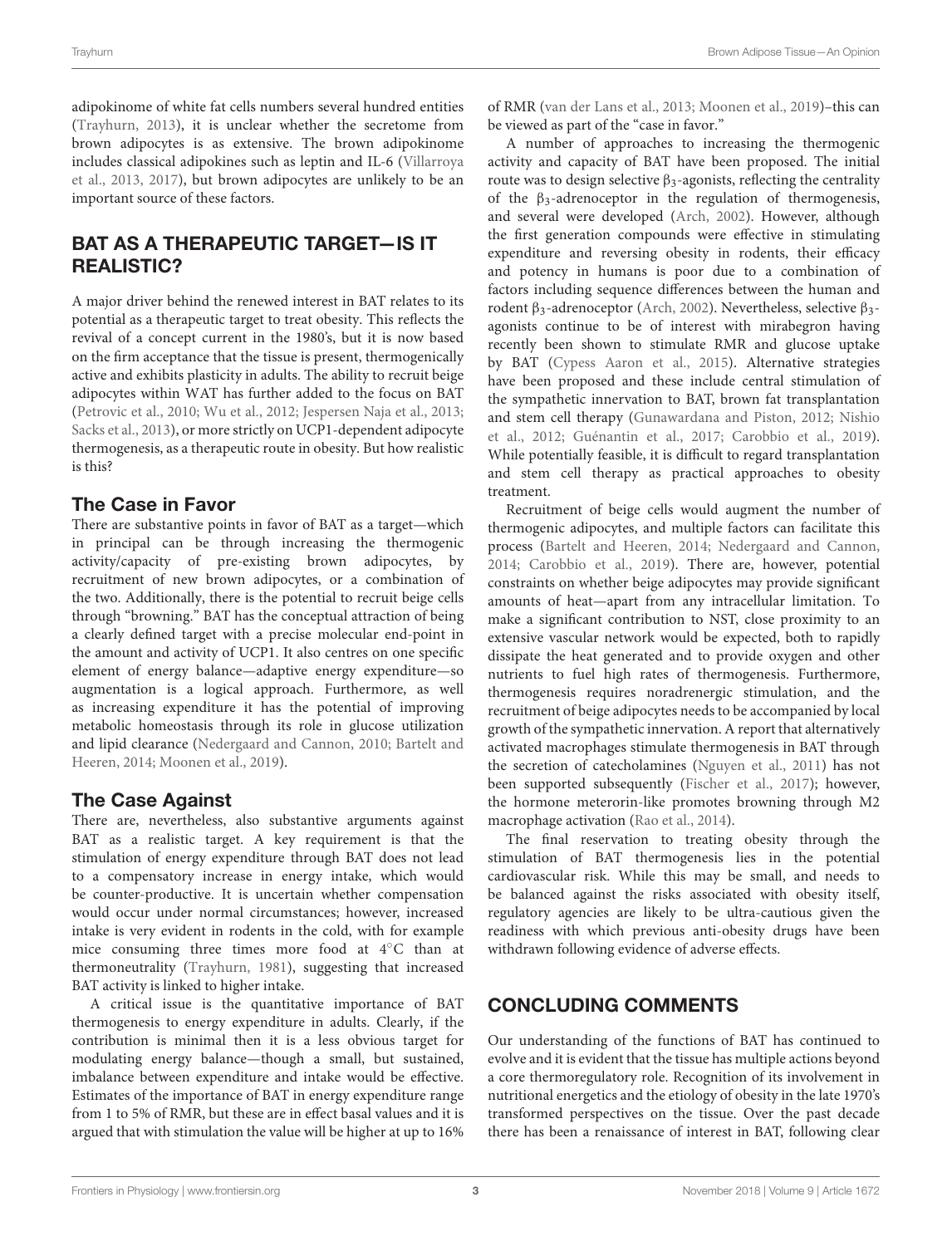adipokinome of white fat cells numbers several hundred entities (Trayhurn, 2013), it is unclear whether the secretome from brown adipocytes is as extensive. The brown adipokinome includes classical adipokines such as leptin and IL-6 (Villarroya et al., 2013, 2017), but brown adipocytes are unlikely to be an important source of these factors.

## BAT AS A THERAPEUTIC TARGET—IS IT REALISTIC?

A major driver behind the renewed interest in BAT relates to its potential as a therapeutic target to treat obesity. This reflects the revival of a concept current in the 1980's, but it is now based on the firm acceptance that the tissue is present, thermogenically active and exhibits plasticity in adults. The ability to recruit beige adipocytes within WAT has further added to the focus on BAT (Petrovic et al., 2010; Wu et al., 2012; Jespersen Naja et al., 2013; Sacks et al., 2013), or more strictly on UCP1-dependent adipocyte thermogenesis, as a therapeutic route in obesity. But how realistic is this?

### The Case in Favor

There are substantive points in favor of BAT as a target—which in principal can be through increasing the thermogenic activity/capacity of pre-existing brown adipocytes, by recruitment of new brown adipocytes, or a combination of the two. Additionally, there is the potential to recruit beige cells through "browning." BAT has the conceptual attraction of being a clearly defined target with a precise molecular end-point in the amount and activity of UCP1. It also centres on one specific element of energy balance—adaptive energy expenditure—so augmentation is a logical approach. Furthermore, as well as increasing expenditure it has the potential of improving metabolic homeostasis through its role in glucose utilization and lipid clearance (Nedergaard and Cannon, 2010; Bartelt and Heeren, 2014; Moonen et al., 2019).

### The Case Against

There are, nevertheless, also substantive arguments against BAT as a realistic target. A key requirement is that the stimulation of energy expenditure through BAT does not lead to a compensatory increase in energy intake, which would be counter-productive. It is uncertain whether compensation would occur under normal circumstances; however, increased intake is very evident in rodents in the cold, with for example mice consuming three times more food at 4°C than at thermoneutrality (Trayhurn, 1981), suggesting that increased BAT activity is linked to higher intake.

A critical issue is the quantitative importance of BAT thermogenesis to energy expenditure in adults. Clearly, if the contribution is minimal then it is a less obvious target for modulating energy balance—though a small, but sustained, imbalance between expenditure and intake would be effective. Estimates of the importance of BAT in energy expenditure range from 1 to 5% of RMR, but these are in effect basal values and it is argued that with stimulation the value will be higher at up to 16% of RMR (van der Lans et al., 2013; Moonen et al., 2019)–this can be viewed as part of the "case in favor."

A number of approaches to increasing the thermogenic activity and capacity of BAT have been proposed. The initial route was to design selective $\beta_3$-agonists, reflecting the centrality of the $\beta_3$-adrenoceptor in the regulation of thermogenesis, and several were developed (Arch, 2002). However, although the first generation compounds were effective in stimulating expenditure and reversing obesity in rodents, their efficacy and potency in humans is poor due to a combination of factors including sequence differences between the human and rodent $\beta_3$-adrenoceptor (Arch, 2002). Nevertheless, selective $\beta_3$-agonists continue to be of interest with mirabegron having recently been shown to stimulate RMR and glucose uptake by BAT (Cypess Aaron et al., 2015). Alternative strategies have been proposed and these include central stimulation of the sympathetic innervation to BAT, brown fat transplantation and stem cell therapy (Gunawardana and Piston, 2012; Nishio et al., 2012; Guénantin et al., 2017; Carobbio et al., 2019). While potentially feasible, it is difficult to regard transplantation and stem cell therapy as practical approaches to obesity treatment.

Recruitment of beige cells would augment the number of thermogenic adipocytes, and multiple factors can facilitate this process (Bartelt and Heeren, 2014; Nedergaard and Cannon, 2014; Carobbio et al., 2019). There are, however, potential constraints on whether beige adipocytes may provide significant amounts of heat—apart from any intracellular limitation. To make a significant contribution to NST, close proximity to an extensive vascular network would be expected, both to rapidly dissipate the heat generated and to provide oxygen and other nutrients to fuel high rates of thermogenesis. Furthermore, thermogenesis requires noradrenergic stimulation, and the recruitment of beige adipocytes needs to be accompanied by local growth of the sympathetic innervation. A report that alternatively activated macrophages stimulate thermogenesis in BAT through the secretion of catecholamines (Nguyen et al., 2011) has not been supported subsequently (Fischer et al., 2017); however, the hormone meterorin-like promotes browning through M2 macrophage activation (Rao et al., 2014).

The final reservation to treating obesity through the stimulation of BAT thermogenesis lies in the potential cardiovascular risk. While this may be small, and needs to be balanced against the risks associated with obesity itself, regulatory agencies are likely to be ultra-cautious given the readiness with which previous anti-obesity drugs have been withdrawn following evidence of adverse effects.

## CONCLUDING COMMENTS

Our understanding of the functions of BAT has continued to evolve and it is evident that the tissue has multiple actions beyond a core thermoregulatory role. Recognition of its involvement in nutritional energetics and the etiology of obesity in the late 1970's transformed perspectives on the tissue. Over the past decade there has been a renaissance of interest in BAT, following clear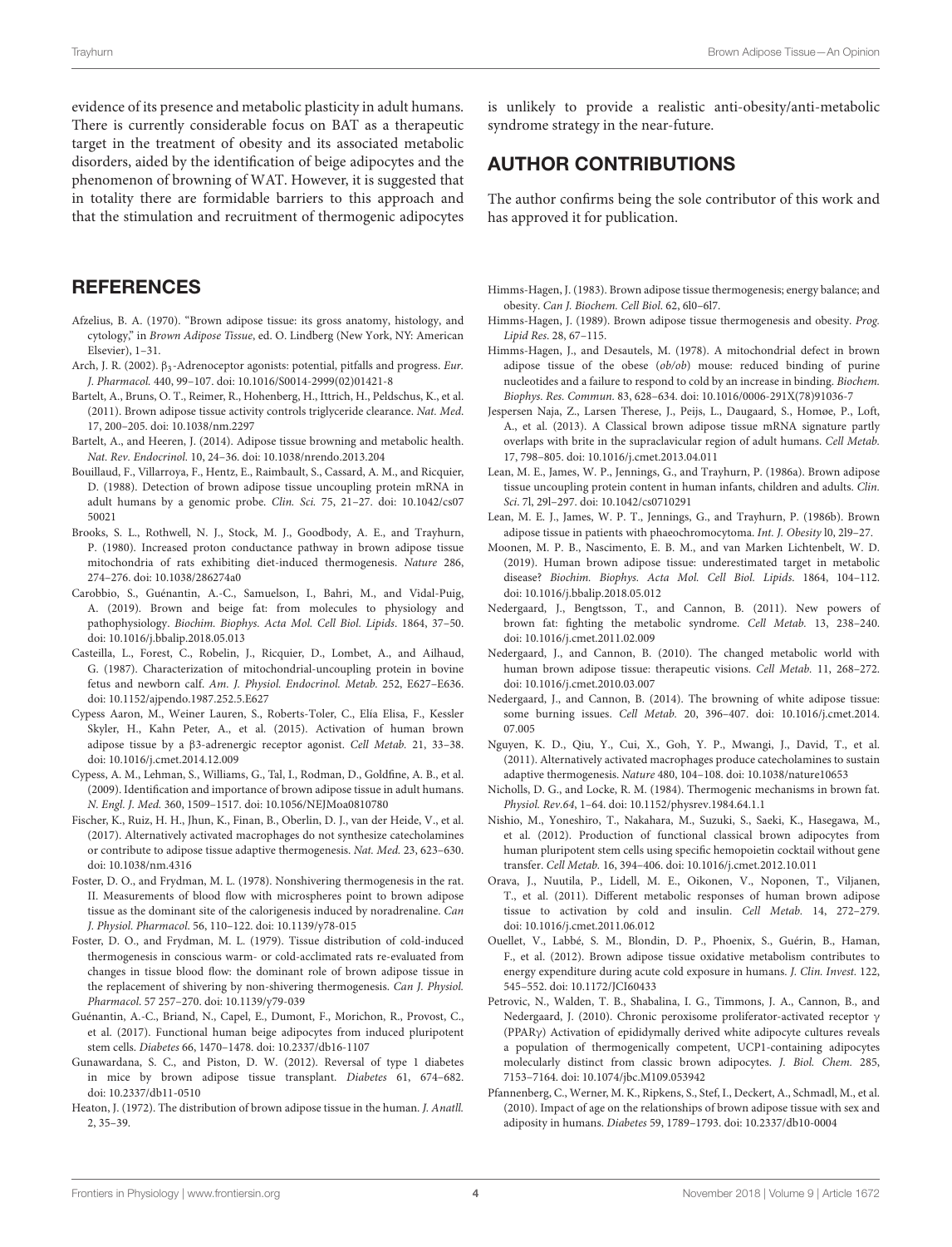evidence of its presence and metabolic plasticity in adult humans. There is currently considerable focus on BAT as a therapeutic target in the treatment of obesity and its associated metabolic disorders, aided by the identification of beige adipocytes and the phenomenon of browning of WAT. However, it is suggested that in totality there are formidable barriers to this approach and that the stimulation and recruitment of thermogenic adipocytes is unlikely to provide a realistic anti-obesity/anti-metabolic syndrome strategy in the near-future.

## AUTHOR CONTRIBUTIONS

The author confirms being the sole contributor of this work and has approved it for publication.

## REFERENCES

Afzelius, B. A. (1970). "Brown adipose tissue: its gross anatomy, histology, and cytology," in *Brown Adipose Tissue*, ed. O. Lindberg (New York, NY: American Elsevier), 1–31.

Arch, J. R. (2002). $\beta_3$-Adrenoceptor agonists: potential, pitfalls and progress. *Eur. J. Pharmacol.* 440, 99–107. doi: 10.1016/S0014-2999(02)01421-8

Bartelt, A., Bruns, O. T., Reimer, R., Hohenberg, H., Ittrich, H., Peldschus, K., et al. (2011). Brown adipose tissue activity controls triglyceride clearance. *Nat. Med.* 17, 200–205. doi: 10.1038/nm.2297

Bartelt, A., and Heeren, J. (2014). Adipose tissue browning and metabolic health. *Nat. Rev. Endocrinol.* 10, 24–36. doi: 10.1038/nrendo.2013.204

Bouillaud, F., Villarroya, F., Hentz, E., Raimbault, S., Cassard, A. M., and Ricquier, D. (1988). Detection of brown adipose tissue uncoupling protein mRNA in adult humans by a genomic probe. *Clin. Sci.* 75, 21–27. doi: 10.1042/cs0750021

Brooks, S. L., Rothwell, N. J., Stock, M. J., Goodbody, A. E., and Trayhurn, P. (1980). Increased proton conductance pathway in brown adipose tissue mitochondria of rats exhibiting diet-induced thermogenesis. *Nature* 286, 274–276. doi: 10.1038/286274a0

Carobbio, S., Guénantin, A.-C., Samuelson, I., Bahri, M., and Vidal-Puig, A. (2019). Brown and beige fat: from molecules to physiology and pathophysiology. *Biochim. Biophys. Acta Mol. Cell Biol. Lipids*. 1864, 37–50. doi: 10.1016/j.bbalip.2018.05.013

Casteilla, L., Forest, C., Robelin, J., Ricquier, D., Lombet, A., and Ailhaud, G. (1987). Characterization of mitochondrial-uncoupling protein in bovine fetus and newborn calf. *Am. J. Physiol. Endocrinol. Metab.* 252, E627–E636. doi: 10.1152/ajpendo.1987.252.5.E627

Cypess Aaron, M., Weiner Lauren, S., Roberts-Toler, C., Elía Elisa, F., Kessler Skyler, H., Kahn Peter, A., et al. (2015). Activation of human brown adipose tissue by a β3-adrenergic receptor agonist. *Cell Metab.* 21, 33–38. doi: 10.1016/j.cmet.2014.12.009

Cypess, A. M., Lehman, S., Williams, G., Tal, I., Rodman, D., Goldfine, A. B., et al. (2009). Identification and importance of brown adipose tissue in adult humans. *N. Engl. J. Med.* 360, 1509–1517. doi: 10.1056/NEJMoa0810780

Fischer, K., Ruiz, H. H., Jhun, K., Finan, B., Oberlin, D. J., van der Heide, V., et al. (2017). Alternatively activated macrophages do not synthesize catecholamines or contribute to adipose tissue adaptive thermogenesis. *Nat. Med.* 23, 623–630. doi: 10.1038/nm.4316

Foster, D. O., and Frydman, M. L. (1978). Nonshivering thermogenesis in the rat. II. Measurements of blood flow with microspheres point to brown adipose tissue as the dominant site of the calorigenesis induced by noradrenaline. *Can J. Physiol. Pharmacol.* 56, 110–122. doi: 10.1139/y78-015

Foster, D. O., and Frydman, M. L. (1979). Tissue distribution of cold-induced thermogenesis in conscious warm- or cold-acclimated rats re-evaluated from changes in tissue blood flow: the dominant role of brown adipose tissue in the replacement of shivering by non-shivering thermogenesis. *Can J. Physiol. Pharmacol.* 57 257–270. doi: 10.1139/y79-039

Guénantin, A.-C., Briand, N., Capel, E., Dumont, F., Morichon, R., Provost, C., et al. (2017). Functional human beige adipocytes from induced pluripotent stem cells. *Diabetes* 66, 1470–1478. doi: 10.2337/db16-1107

Gunawardana, S. C., and Piston, D. W. (2012). Reversal of type 1 diabetes in mice by brown adipose tissue transplant. *Diabetes* 61, 674–682. doi: 10.2337/db11-0510

Heaton, J. (1972). The distribution of brown adipose tissue in the human. *J. Anatll.* 2, 35–39.

Himms-Hagen, J. (1983). Brown adipose tissue thermogenesis; energy balance; and obesity. *Can J. Biochem. Cell Biol.* 62, 6l0–6l7.

Himms-Hagen, J. (1989). Brown adipose tissue thermogenesis and obesity. *Prog. Lipid Res.* 28, 67–115.

Himms-Hagen, J., and Desautels, M. (1978). A mitochondrial defect in brown adipose tissue of the obese (*ob/ob*) mouse: reduced binding of purine nucleotides and a failure to respond to cold by an increase in binding. *Biochem. Biophys. Res. Commun.* 83, 628–634. doi: 10.1016/0006-291X(78)91036-7

Jespersen Naja, Z., Larsen Therese, J., Peijs, L., Daugaard, S., Homøe, P., Loft, A., et al. (2013). A Classical brown adipose tissue mRNA signature partly overlaps with brite in the supraclavicular region of adult humans. *Cell Metab.* 17, 798–805. doi: 10.1016/j.cmet.2013.04.011

Lean, M. E., James, W. P., Jennings, G., and Trayhurn, P. (1986a). Brown adipose tissue uncoupling protein content in human infants, children and adults. *Clin. Sci.* 7l, 29l–297. doi: 10.1042/cs0710291

Lean, M. E. J., James, W. P. T., Jennings, G., and Trayhurn, P. (1986b). Brown adipose tissue in patients with phaeochromocytoma. *Int. J. Obesity* l0, 2l9–27.

Moonen, M. P. B., Nascimento, E. B. M., and van Marken Lichtenbelt, W. D. (2019). Human brown adipose tissue: underestimated target in metabolic disease? *Biochim. Biophys. Acta Mol. Cell Biol. Lipids*. 1864, 104–112. doi: 10.1016/j.bbalip.2018.05.012

Nedergaard, J., Bengtsson, T., and Cannon, B. (2011). New powers of brown fat: fighting the metabolic syndrome. *Cell Metab.* 13, 238–240. doi: 10.1016/j.cmet.2011.02.009

Nedergaard, J., and Cannon, B. (2010). The changed metabolic world with human brown adipose tissue: therapeutic visions. *Cell Metab.* 11, 268–272. doi: 10.1016/j.cmet.2010.03.007

Nedergaard, J., and Cannon, B. (2014). The browning of white adipose tissue: some burning issues. *Cell Metab.* 20, 396–407. doi: 10.1016/j.cmet.2014.07.005

Nguyen, K. D., Qiu, Y., Cui, X., Goh, Y. P., Mwangi, J., David, T., et al. (2011). Alternatively activated macrophages produce catecholamines to sustain adaptive thermogenesis. *Nature* 480, 104–108. doi: 10.1038/nature10653

Nicholls, D. G., and Locke, R. M. (1984). Thermogenic mechanisms in brown fat. *Physiol. Rev.*64, 1–64. doi: 10.1152/physrev.1984.64.1.1

Nishio, M., Yoneshiro, T., Nakahara, M., Suzuki, S., Saeki, K., Hasegawa, M., et al. (2012). Production of functional classical brown adipocytes from human pluripotent stem cells using specific hemopoietin cocktail without gene transfer. *Cell Metab.* 16, 394–406. doi: 10.1016/j.cmet.2012.10.011

Orava, J., Nuutila, P., Lidell, M. E., Oikonen, V., Noponen, T., Viljanen, T., et al. (2011). Different metabolic responses of human brown adipose tissue to activation by cold and insulin. *Cell Metab.* 14, 272–279. doi: 10.1016/j.cmet.2011.06.012

Ouellet, V., Labbé, S. M., Blondin, D. P., Phoenix, S., Guérin, B., Haman, F., et al. (2012). Brown adipose tissue oxidative metabolism contributes to energy expenditure during acute cold exposure in humans. *J. Clin. Invest.* 122, 545–552. doi: 10.1172/JCI60433

Petrovic, N., Walden, T. B., Shabalina, I. G., Timmons, J. A., Cannon, B., and Nedergaard, J. (2010). Chronic peroxisome proliferator-activated receptor γ (PPARγ) Activation of epididymally derived white adipocyte cultures reveals a population of thermogenically competent, UCP1-containing adipocytes molecularly distinct from classic brown adipocytes. *J. Biol. Chem.* 285, 7153–7164. doi: 10.1074/jbc.M109.053942

Pfannenberg, C., Werner, M. K., Ripkens, S., Stef, I., Deckert, A., Schmadl, M., et al. (2010). Impact of age on the relationships of brown adipose tissue with sex and adiposity in humans. *Diabetes* 59, 1789–1793. doi: 10.2337/db10-0004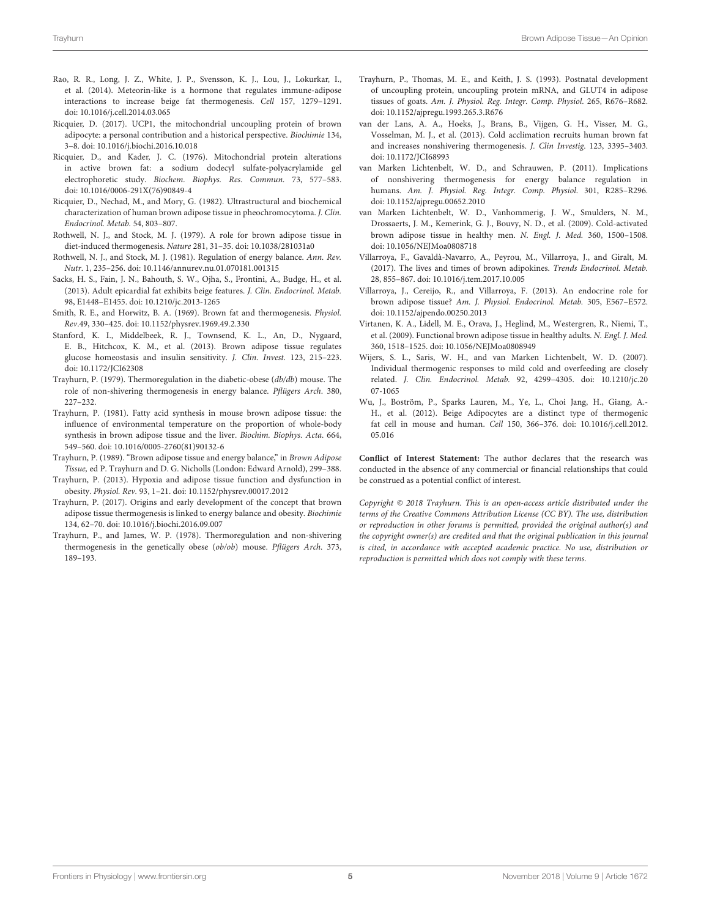Rao, R. R., Long, J. Z., White, J. P., Svensson, K. J., Lou, J., Lokurkar, I., et al. (2014). Meteorin-like is a hormone that regulates immune-adipose interactions to increase beige fat thermogenesis. *Cell* 157, 1279–1291. doi: 10.1016/j.cell.2014.03.065

Ricquier, D. (2017). UCP1, the mitochondrial uncoupling protein of brown adipocyte: a personal contribution and a historical perspective. *Biochimie* 134, 3–8. doi: 10.1016/j.biochi.2016.10.018

Ricquier, D., and Kader, J. C. (1976). Mitochondrial protein alterations in active brown fat: a sodium dodecyl sulfate-polyacrylamide gel electrophoretic study. *Biochem. Biophys. Res. Commun.* 73, 577–583. doi: 10.1016/0006-291X(76)90849-4

Ricquier, D., Nechad, M., and Mory, G. (1982). Ultrastructural and biochemical characterization of human brown adipose tissue in pheochromocytoma. *J. Clin. Endocrinol. Metab.* 54, 803–807.

Rothwell, N. J., and Stock, M. J. (1979). A role for brown adipose tissue in diet-induced thermogenesis. *Nature* 281, 31–35. doi: 10.1038/281031a0

Rothwell, N. J., and Stock, M. J. (1981). Regulation of energy balance. *Ann. Rev. Nutr.* 1, 235–256. doi: 10.1146/annurev.nu.01.070181.001315

Sacks, H. S., Fain, J. N., Bahouth, S. W., Ojha, S., Frontini, A., Budge, H., et al. (2013). Adult epicardial fat exhibits beige features. *J. Clin. Endocrinol. Metab.* 98, E1448–E1455. doi: 10.1210/jc.2013-1265

Smith, R. E., and Horwitz, B. A. (1969). Brown fat and thermogenesis. *Physiol. Rev.*49, 330–425. doi: 10.1152/physrev.1969.49.2.330

Stanford, K. I., Middelbeek, R. J., Townsend, K. L., An, D., Nygaard, E. B., Hitchcox, K. M., et al. (2013). Brown adipose tissue regulates glucose homeostasis and insulin sensitivity. *J. Clin. Invest.* 123, 215–223. doi: 10.1172/JCI62308

Trayhurn, P. (1979). Thermoregulation in the diabetic-obese (*db/db*) mouse. The role of non-shivering thermogenesis in energy balance. *Pflügers Arch.* 380, 227–232.

Trayhurn, P. (1981). Fatty acid synthesis in mouse brown adipose tissue: the influence of environmental temperature on the proportion of whole-body synthesis in brown adipose tissue and the liver. *Biochim. Biophys. Acta.* 664, 549–560. doi: 10.1016/0005-2760(81)90132-6

Trayhurn, P. (1989). "Brown adipose tissue and energy balance," in *Brown Adipose Tissue*, ed P. Trayhurn and D. G. Nicholls (London: Edward Arnold), 299–388.

Trayhurn, P. (2013). Hypoxia and adipose tissue function and dysfunction in obesity. *Physiol. Rev.* 93, 1–21. doi: 10.1152/physrev.00017.2012

Trayhurn, P. (2017). Origins and early development of the concept that brown adipose tissue thermogenesis is linked to energy balance and obesity. *Biochimie* 134, 62–70. doi: 10.1016/j.biochi.2016.09.007

Trayhurn, P., and James, W. P. (1978). Thermoregulation and non-shivering thermogenesis in the genetically obese (*ob/ob*) mouse. *Pflügers Arch.* 373, 189–193.

Trayhurn, P., Thomas, M. E., and Keith, J. S. (1993). Postnatal development of uncoupling protein, uncoupling protein mRNA, and GLUT4 in adipose tissues of goats. *Am. J. Physiol. Reg. Integr. Comp. Physiol.* 265, R676–R682. doi: 10.1152/ajpregu.1993.265.3.R676

van der Lans, A. A., Hoeks, J., Brans, B., Vijgen, G. H., Visser, M. G., Vosselman, M. J., et al. (2013). Cold acclimation recruits human brown fat and increases nonshivering thermogenesis. *J. Clin Investig.* 123, 3395–3403. doi: 10.1172/JCI68993

van Marken Lichtenbelt, W. D., and Schrauwen, P. (2011). Implications of nonshivering thermogenesis for energy balance regulation in humans. *Am. J. Physiol. Reg. Integr. Comp. Physiol.* 301, R285–R296. doi: 10.1152/ajpregu.00652.2010

van Marken Lichtenbelt, W. D., Vanhommerig, J. W., Smulders, N. M., Drossaerts, J. M., Kemerink, G. J., Bouvy, N. D., et al. (2009). Cold-activated brown adipose tissue in healthy men. *N. Engl. J. Med.* 360, 1500–1508. doi: 10.1056/NEJMoa0808718

Villarroya, F., Gavaldà-Navarro, A., Peyrou, M., Villarroya, J., and Giralt, M. (2017). The lives and times of brown adipokines. *Trends Endocrinol. Metab.* 28, 855–867. doi: 10.1016/j.tem.2017.10.005

Villarroya, J., Cereijo, R., and Villarroya, F. (2013). An endocrine role for brown adipose tissue? *Am. J. Physiol. Endocrinol. Metab.* 305, E567–E572. doi: 10.1152/ajpendo.00250.2013

Virtanen, K. A., Lidell, M. E., Orava, J., Heglind, M., Westergren, R., Niemi, T., et al. (2009). Functional brown adipose tissue in healthy adults. *N. Engl. J. Med.* 360, 1518–1525. doi: 10.1056/NEJMoa0808949

Wijers, S. L., Saris, W. H., and van Marken Lichtenbelt, W. D. (2007). Individual thermogenic responses to mild cold and overfeeding are closely related. *J. Clin. Endocrinol. Metab.* 92, 4299–4305. doi: 10.1210/jc.2007-1065

Wu, J., Boström, P., Sparks Lauren, M., Ye, L., Choi Jang, H., Giang, A.-H., et al. (2012). Beige Adipocytes are a distinct type of thermogenic fat cell in mouse and human. *Cell* 150, 366–376. doi: 10.1016/j.cell.2012.05.016

**Conflict of Interest Statement:** The author declares that the research was conducted in the absence of any commercial or financial relationships that could be construed as a potential conflict of interest.

*Copyright © 2018 Trayhurn. This is an open-access article distributed under the terms of the Creative Commons Attribution License (CC BY). The use, distribution or reproduction in other forums is permitted, provided the original author(s) and the copyright owner(s) are credited and that the original publication in this journal is cited, in accordance with accepted academic practice. No use, distribution or reproduction is permitted which does not comply with these terms.*